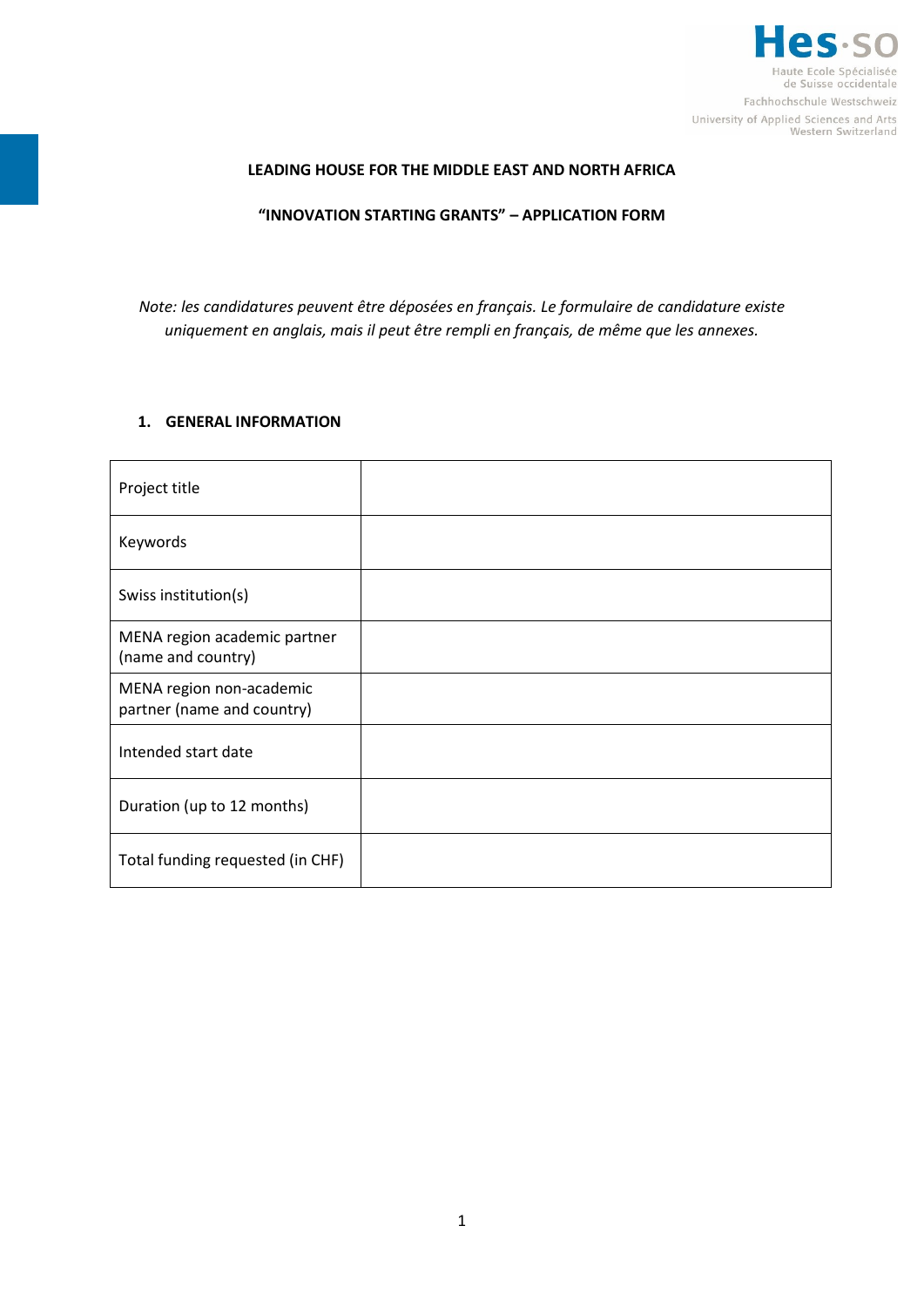**LEADING HOUSE FOR THE MIDDLE EAST AND NORTH AFRICA**

**"INNOVATION STARTING GRANTS" – APPLICATION FORM**

*Note: les candidatures peuvent être déposées en français. Le formulaire de candidature existe uniquement en anglais, mais il peut être rempli en français, de même que les annexes.*

## 1. GENERAL INFORMATION

| | |
|---|---|
| Project title | |
| Keywords | |
| Swiss institution(s) | |
| MENA region academic partner (name and country) | |
| MENA region non-academic partner (name and country) | |
| Intended start date | |
| Duration (up to 12 months) | |
| Total funding requested (in CHF) | |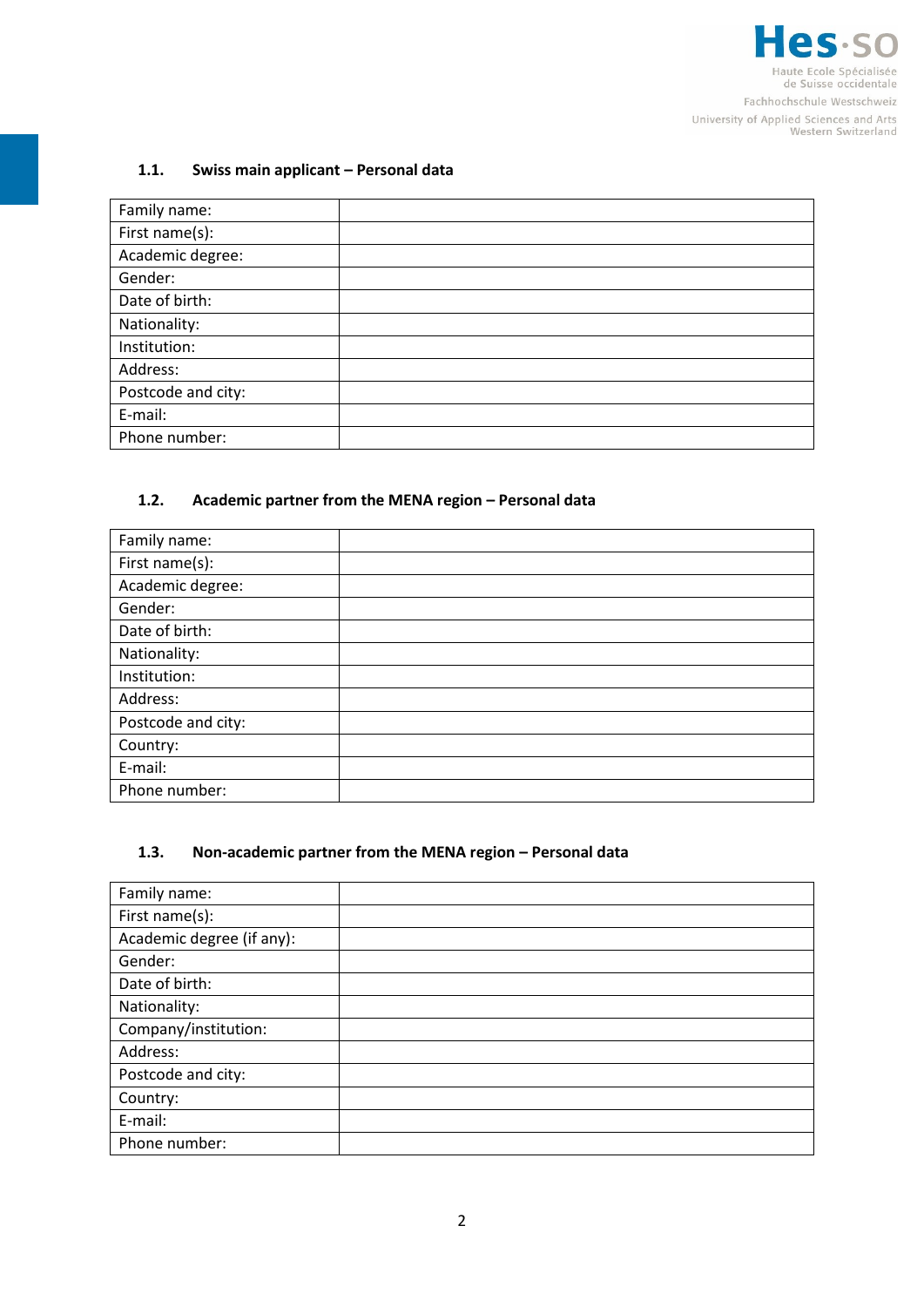### 1.1. Swiss main applicant – Personal data

| | |
|---|---|
| Family name: | |
| First name(s): | |
| Academic degree: | |
| Gender: | |
| Date of birth: | |
| Nationality: | |
| Institution: | |
| Address: | |
| Postcode and city: | |
| E-mail: | |
| Phone number: | |

### 1.2. Academic partner from the MENA region – Personal data

| | |
|---|---|
| Family name: | |
| First name(s): | |
| Academic degree: | |
| Gender: | |
| Date of birth: | |
| Nationality: | |
| Institution: | |
| Address: | |
| Postcode and city: | |
| Country: | |
| E-mail: | |
| Phone number: | |

### 1.3. Non-academic partner from the MENA region – Personal data

| | |
|---|---|
| Family name: | |
| First name(s): | |
| Academic degree (if any): | |
| Gender: | |
| Date of birth: | |
| Nationality: | |
| Company/institution: | |
| Address: | |
| Postcode and city: | |
| Country: | |
| E-mail: | |
| Phone number: | |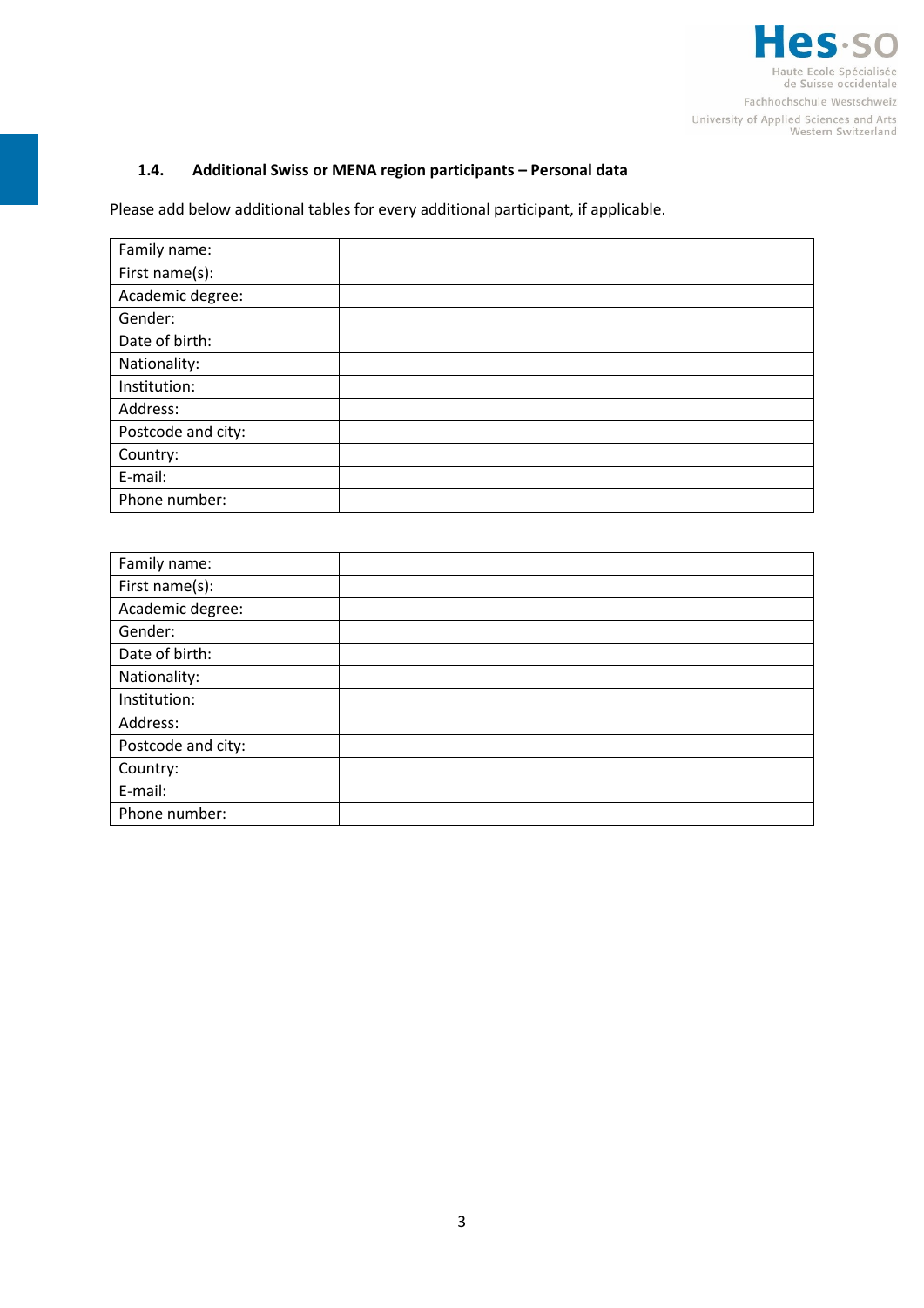### 1.4. Additional Swiss or MENA region participants – Personal data

Please add below additional tables for every additional participant, if applicable.

| | |
|---|---|
| Family name: | |
| First name(s): | |
| Academic degree: | |
| Gender: | |
| Date of birth: | |
| Nationality: | |
| Institution: | |
| Address: | |
| Postcode and city: | |
| Country: | |
| E-mail: | |
| Phone number: | |

| | |
|---|---|
| Family name: | |
| First name(s): | |
| Academic degree: | |
| Gender: | |
| Date of birth: | |
| Nationality: | |
| Institution: | |
| Address: | |
| Postcode and city: | |
| Country: | |
| E-mail: | |
| Phone number: | |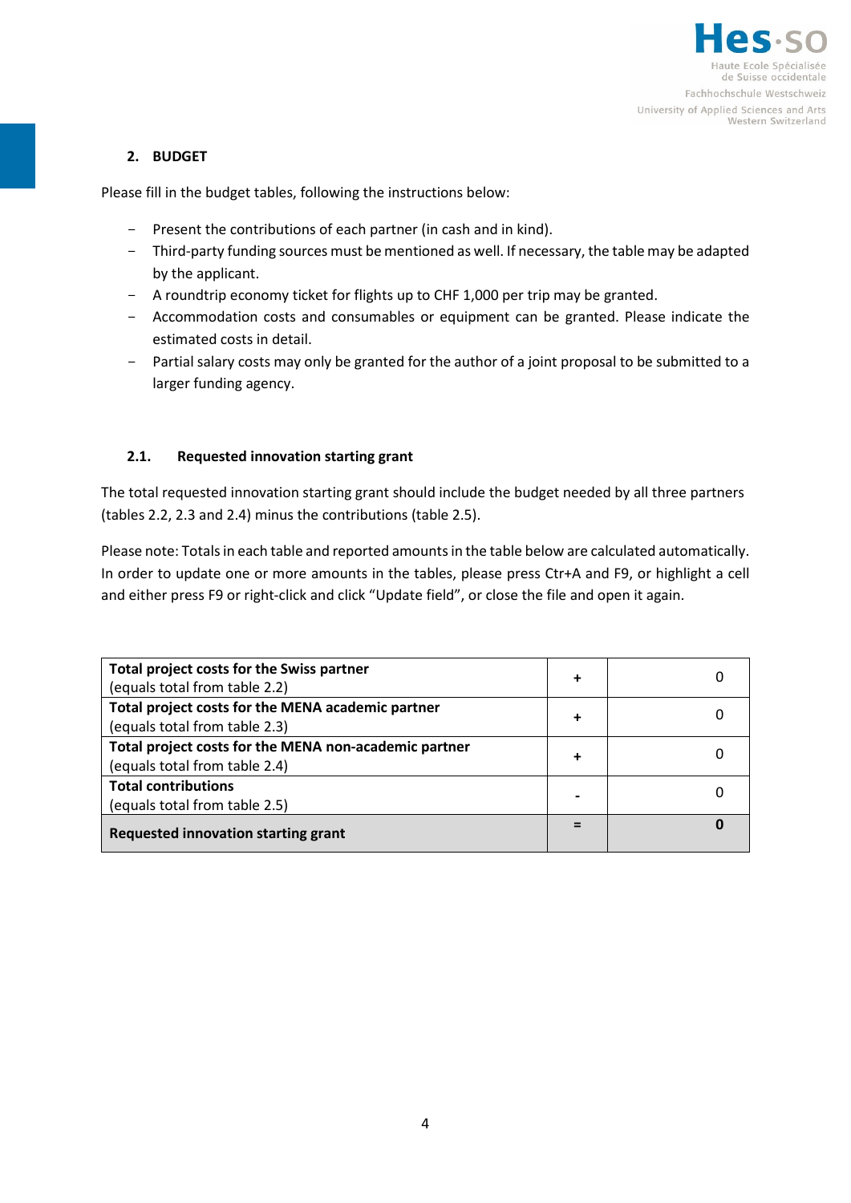## 2. BUDGET

Please fill in the budget tables, following the instructions below:

- Present the contributions of each partner (in cash and in kind).
- Third-party funding sources must be mentioned as well. If necessary, the table may be adapted by the applicant.
- A roundtrip economy ticket for flights up to CHF 1,000 per trip may be granted.
- Accommodation costs and consumables or equipment can be granted. Please indicate the estimated costs in detail.
- Partial salary costs may only be granted for the author of a joint proposal to be submitted to a larger funding agency.

### 2.1. Requested innovation starting grant

The total requested innovation starting grant should include the budget needed by all three partners (tables 2.2, 2.3 and 2.4) minus the contributions (table 2.5).

Please note: Totals in each table and reported amounts in the table below are calculated automatically. In order to update one or more amounts in the tables, please press Ctr+A and F9, or highlight a cell and either press F9 or right-click and click "Update field", or close the file and open it again.

| | | |
|---|---|---|
| **Total project costs for the Swiss partner** (equals total from table 2.2) | + | 0 |
| **Total project costs for the MENA academic partner** (equals total from table 2.3) | + | 0 |
| **Total project costs for the MENA non-academic partner** (equals total from table 2.4) | + | 0 |
| **Total contributions** (equals total from table 2.5) | - | 0 |
| **Requested innovation starting grant** | = | **0** |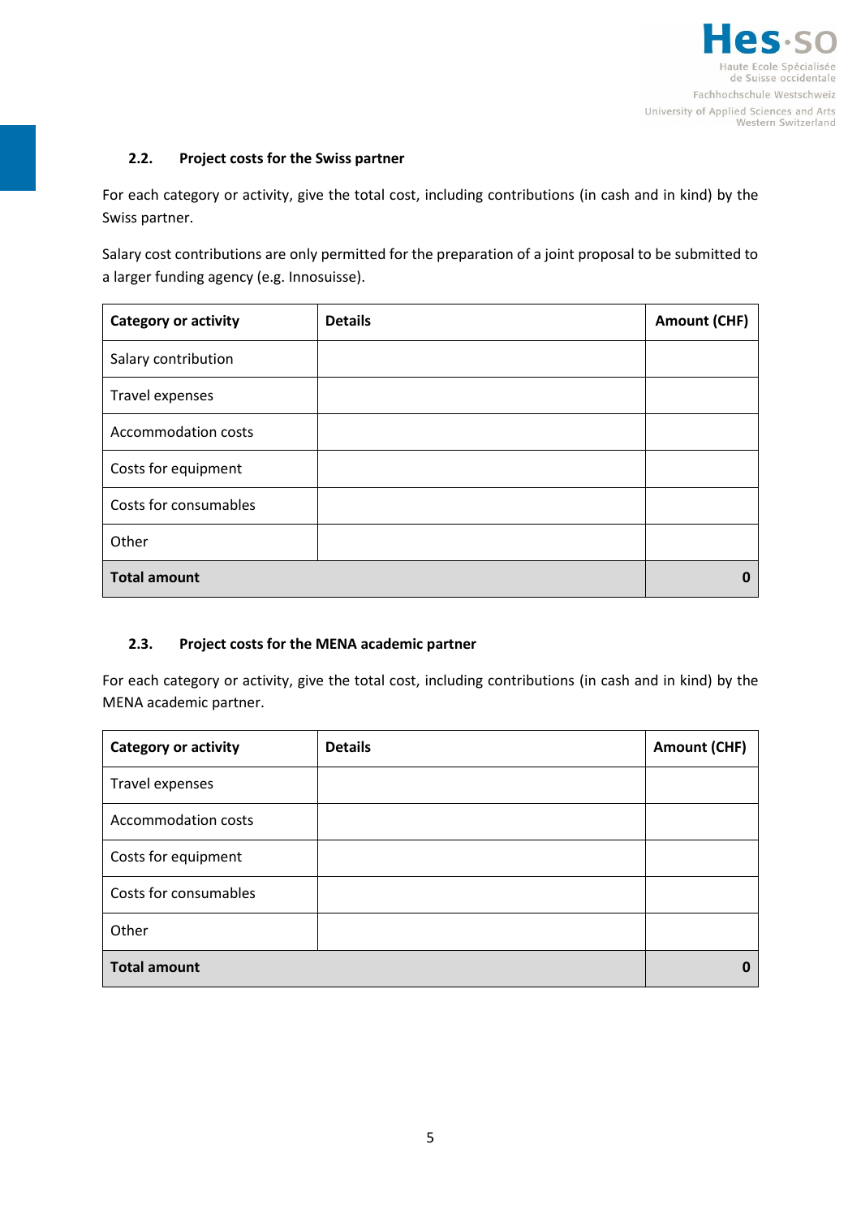### 2.2. Project costs for the Swiss partner

For each category or activity, give the total cost, including contributions (in cash and in kind) by the Swiss partner.

Salary cost contributions are only permitted for the preparation of a joint proposal to be submitted to a larger funding agency (e.g. Innosuisse).

| Category or activity | Details | Amount (CHF) |
| --- | --- | --- |
| Salary contribution | | |
| Travel expenses | | |
| Accommodation costs | | |
| Costs for equipment | | |
| Costs for consumables | | |
| Other | | |
| **Total amount** | | **0** |

### 2.3. Project costs for the MENA academic partner

For each category or activity, give the total cost, including contributions (in cash and in kind) by the MENA academic partner.

| Category or activity | Details | Amount (CHF) |
| --- | --- | --- |
| Travel expenses | | |
| Accommodation costs | | |
| Costs for equipment | | |
| Costs for consumables | | |
| Other | | |
| **Total amount** | | **0** |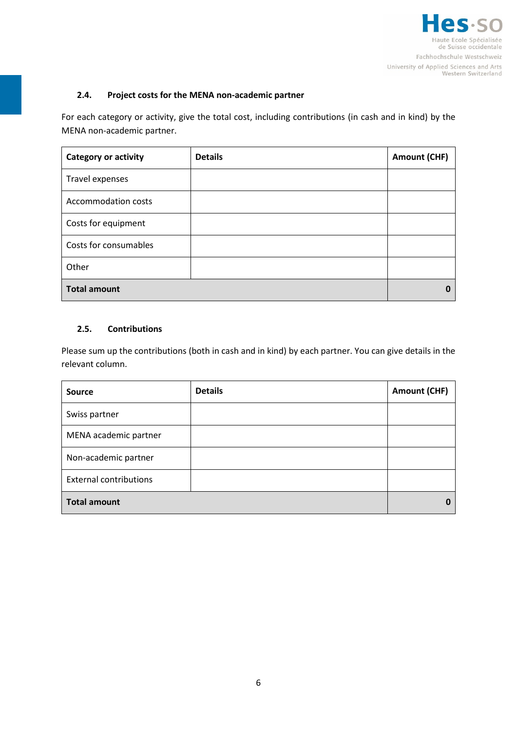### 2.4. Project costs for the MENA non-academic partner

For each category or activity, give the total cost, including contributions (in cash and in kind) by the MENA non-academic partner.

| Category or activity | Details | Amount (CHF) |
|---|---|---|
| Travel expenses | | |
| Accommodation costs | | |
| Costs for equipment | | |
| Costs for consumables | | |
| Other | | |
| **Total amount** | | **0** |

### 2.5. Contributions

Please sum up the contributions (both in cash and in kind) by each partner. You can give details in the relevant column.

| Source | Details | Amount (CHF) |
|---|---|---|
| Swiss partner | | |
| MENA academic partner | | |
| Non-academic partner | | |
| External contributions | | |
| **Total amount** | | **0** |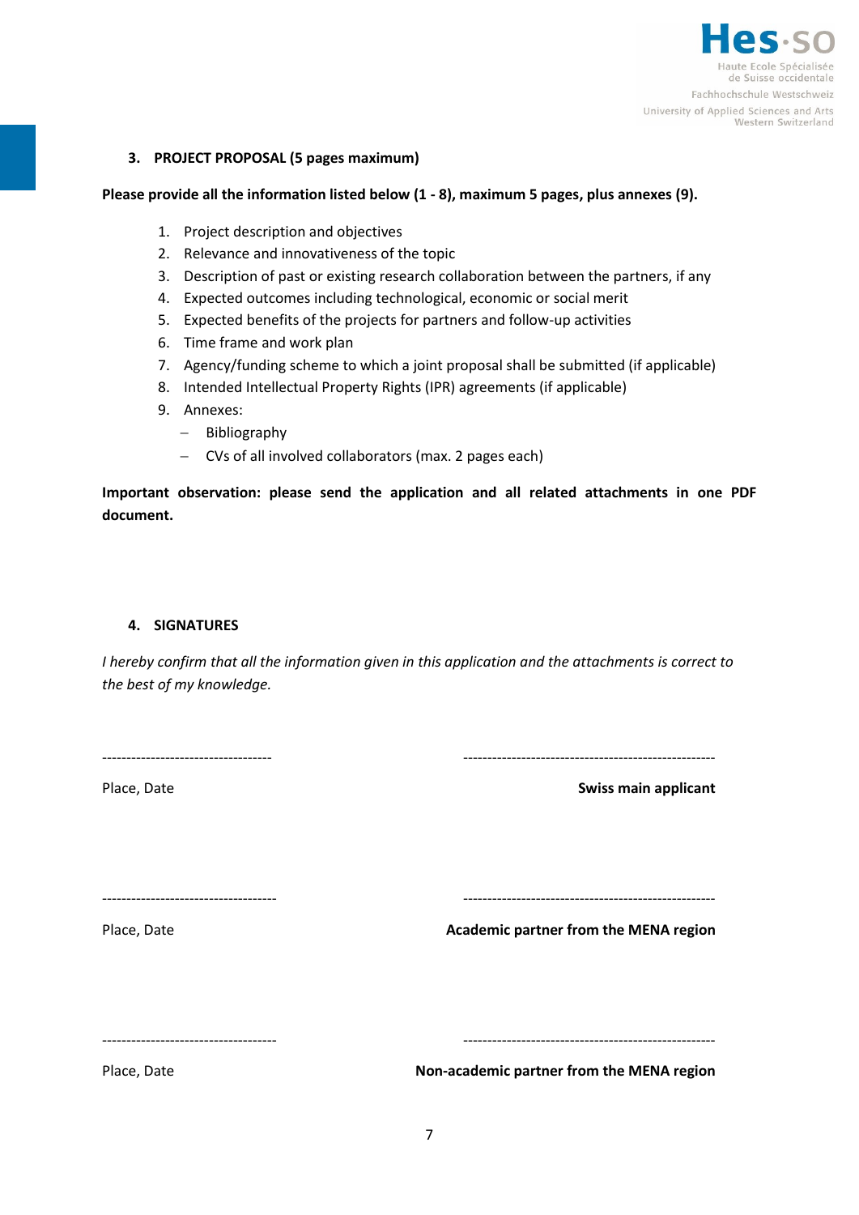### 3. PROJECT PROPOSAL (5 pages maximum)

**Please provide all the information listed below (1 - 8), maximum 5 pages, plus annexes (9).**

1. Project description and objectives
2. Relevance and innovativeness of the topic
3. Description of past or existing research collaboration between the partners, if any
4. Expected outcomes including technological, economic or social merit
5. Expected benefits of the projects for partners and follow-up activities
6. Time frame and work plan
7. Agency/funding scheme to which a joint proposal shall be submitted (if applicable)
8. Intended Intellectual Property Rights (IPR) agreements (if applicable)
9. Annexes:
   - Bibliography
   - CVs of all involved collaborators (max. 2 pages each)

**Important observation: please send the application and all related attachments in one PDF document.**

### 4. SIGNATURES

*I hereby confirm that all the information given in this application and the attachments is correct to the best of my knowledge.*

----------------------------------- ----------------------------------------------------

Place, Date **Swiss main applicant**

------------------------------------ ----------------------------------------------------

Place, Date **Academic partner from the MENA region**

------------------------------------ ----------------------------------------------------

Place, Date **Non-academic partner from the MENA region**